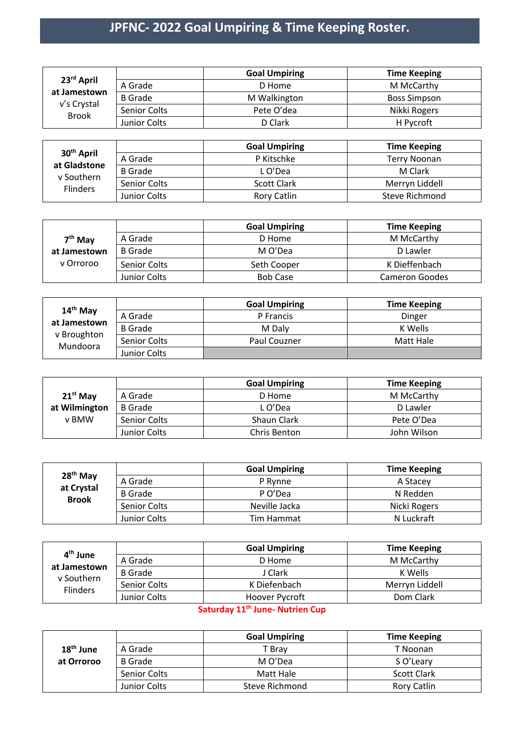# JPFNC- 2022 Goal Umpiring & Time Keeping Roster.

| **23rd April at Jamestown** v's Crystal Brook | | Goal Umpiring | Time Keeping |
|---|---|---|---|
| | A Grade | D Home | M McCarthy |
| | B Grade | M Walkington | Boss Simpson |
| | Senior Colts | Pete O'dea | Nikki Rogers |
| | Junior Colts | D Clark | H Pycroft |

| **30th April at Gladstone** v Southern Flinders | | Goal Umpiring | Time Keeping |
|---|---|---|---|
| | A Grade | P Kitschke | Terry Noonan |
| | B Grade | L O'Dea | M Clark |
| | Senior Colts | Scott Clark | Merryn Liddell |
| | Junior Colts | Rory Catlin | Steve Richmond |

| **7th May at Jamestown** v Orroroo | | Goal Umpiring | Time Keeping |
|---|---|---|---|
| | A Grade | D Home | M McCarthy |
| | B Grade | M O'Dea | D Lawler |
| | Senior Colts | Seth Cooper | K Dieffenbach |
| | Junior Colts | Bob Case | Cameron Goodes |

| **14th May at Jamestown** v Broughton Mundoora | | Goal Umpiring | Time Keeping |
|---|---|---|---|
| | A Grade | P Francis | Dinger |
| | B Grade | M Daly | K Wells |
| | Senior Colts | Paul Couzner | Matt Hale |
| | Junior Colts | | |

| **21st May at Wilmington** v BMW | | Goal Umpiring | Time Keeping |
|---|---|---|---|
| | A Grade | D Home | M McCarthy |
| | B Grade | L O'Dea | D Lawler |
| | Senior Colts | Shaun Clark | Pete O'Dea |
| | Junior Colts | Chris Benton | John Wilson |

| **28th May at Crystal Brook** | | Goal Umpiring | Time Keeping |
|---|---|---|---|
| | A Grade | P Rynne | A Stacey |
| | B Grade | P O'Dea | N Redden |
| | Senior Colts | Neville Jacka | Nicki Rogers |
| | Junior Colts | Tim Hammat | N Luckraft |

| **4th June at Jamestown** v Southern Flinders | | Goal Umpiring | Time Keeping |
|---|---|---|---|
| | A Grade | D Home | M McCarthy |
| | B Grade | J Clark | K Wells |
| | Senior Colts | K Diefenbach | Merryn Liddell |
| | Junior Colts | Hoover Pycroft | Dom Clark |

**Saturday 11th June- Nutrien Cup**

| **18th June at Orroroo** | | Goal Umpiring | Time Keeping |
|---|---|---|---|
| | A Grade | T Bray | T Noonan |
| | B Grade | M O'Dea | S O'Leary |
| | Senior Colts | Matt Hale | Scott Clark |
| | Junior Colts | Steve Richmond | Rory Catlin |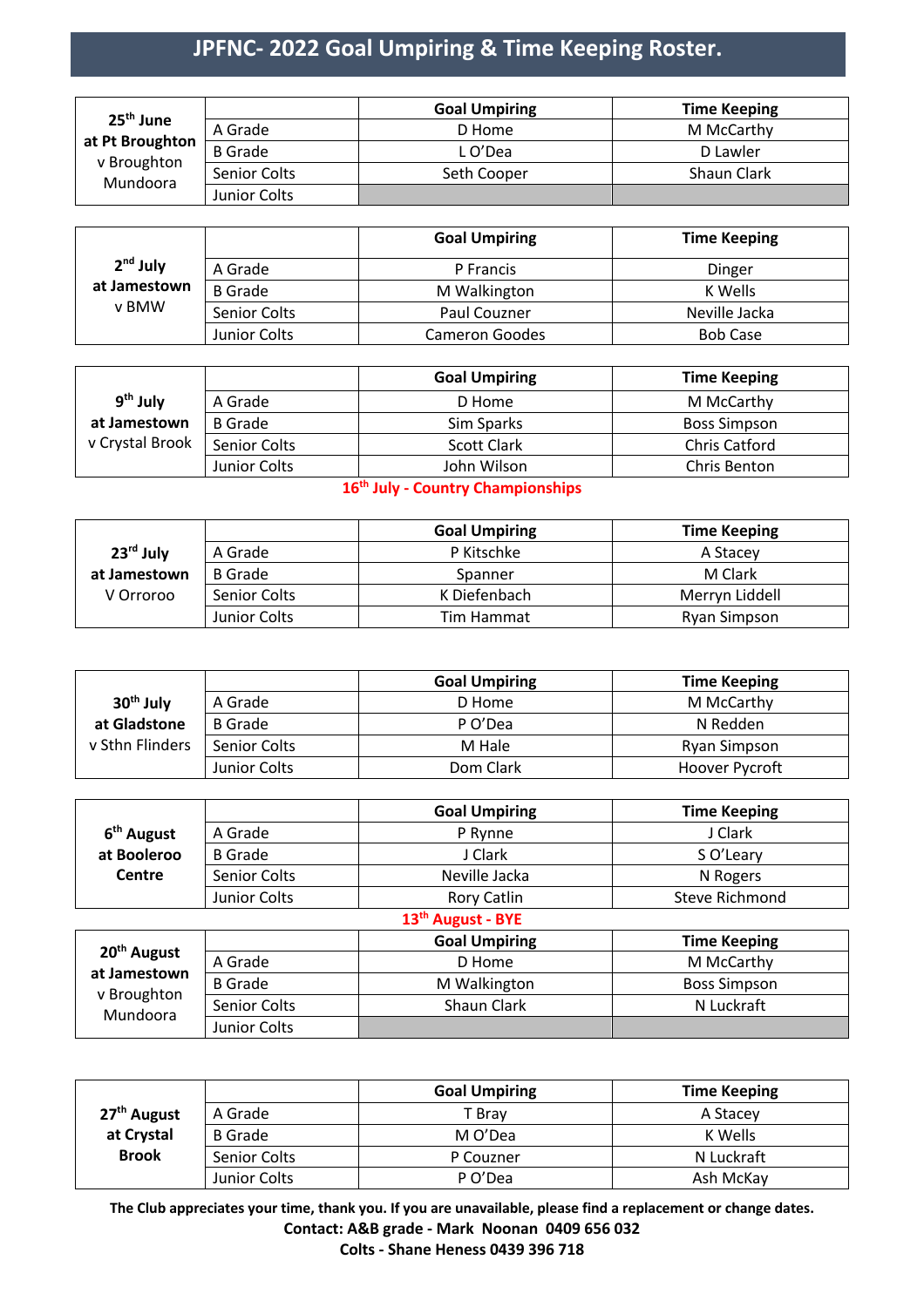# JPFNC- 2022 Goal Umpiring & Time Keeping Roster.

| 25th June at Pt Broughton v Broughton Mundoora | | Goal Umpiring | Time Keeping |
|---|---|---|---|
| | A Grade | D Home | M McCarthy |
| | B Grade | L O'Dea | D Lawler |
| | Senior Colts | Seth Cooper | Shaun Clark |
| | Junior Colts | | |

| 2nd July at Jamestown v BMW | | Goal Umpiring | Time Keeping |
|---|---|---|---|
| | A Grade | P Francis | Dinger |
| | B Grade | M Walkington | K Wells |
| | Senior Colts | Paul Couzner | Neville Jacka |
| | Junior Colts | Cameron Goodes | Bob Case |

| 9th July at Jamestown v Crystal Brook | | Goal Umpiring | Time Keeping |
|---|---|---|---|
| | A Grade | D Home | M McCarthy |
| | B Grade | Sim Sparks | Boss Simpson |
| | Senior Colts | Scott Clark | Chris Catford |
| | Junior Colts | John Wilson | Chris Benton |

**16th July - Country Championships**

| 23rd July at Jamestown V Orroroo | | Goal Umpiring | Time Keeping |
|---|---|---|---|
| | A Grade | P Kitschke | A Stacey |
| | B Grade | Spanner | M Clark |
| | Senior Colts | K Diefenbach | Merryn Liddell |
| | Junior Colts | Tim Hammat | Ryan Simpson |

| 30th July at Gladstone v Sthn Flinders | | Goal Umpiring | Time Keeping |
|---|---|---|---|
| | A Grade | D Home | M McCarthy |
| | B Grade | P O'Dea | N Redden |
| | Senior Colts | M Hale | Ryan Simpson |
| | Junior Colts | Dom Clark | Hoover Pycroft |

| 6th August at Booleroo Centre | | Goal Umpiring | Time Keeping |
|---|---|---|---|
| | A Grade | P Rynne | J Clark |
| | B Grade | J Clark | S O'Leary |
| | Senior Colts | Neville Jacka | N Rogers |
| | Junior Colts | Rory Catlin | Steve Richmond |

**13th August - BYE**

| 20th August at Jamestown v Broughton Mundoora | | Goal Umpiring | Time Keeping |
|---|---|---|---|
| | A Grade | D Home | M McCarthy |
| | B Grade | M Walkington | Boss Simpson |
| | Senior Colts | Shaun Clark | N Luckraft |
| | Junior Colts | | |

| 27th August at Crystal Brook | | Goal Umpiring | Time Keeping |
|---|---|---|---|
| | A Grade | T Bray | A Stacey |
| | B Grade | M O'Dea | K Wells |
| | Senior Colts | P Couzner | N Luckraft |
| | Junior Colts | P O'Dea | Ash McKay |

**The Club appreciates your time, thank you. If you are unavailable, please find a replacement or change dates.**
**Contact: A&B grade - Mark Noonan 0409 656 032**
**Colts - Shane Heness 0439 396 718**